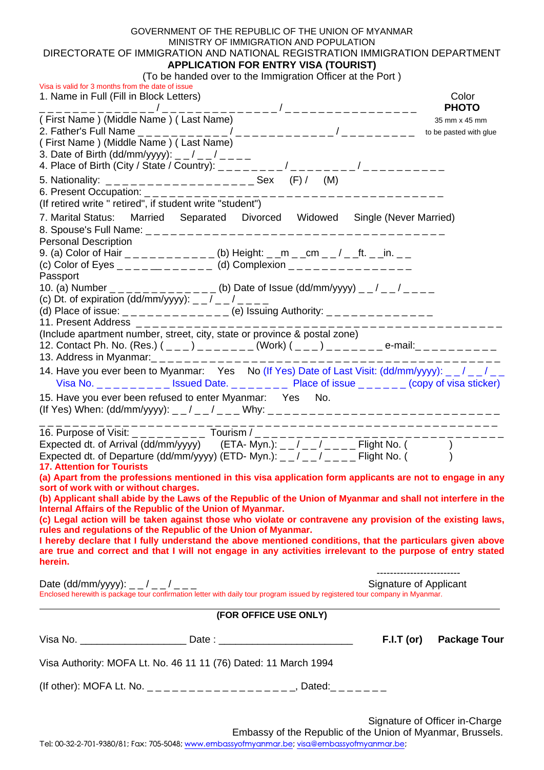GOVERNMENT OF THE REPUBLIC OF THE UNION OF MYANMAR
MINISTRY OF IMMIGRATION AND POPULATION
DIRECTORATE OF IMMIGRATION AND NATIONAL REGISTRATION IMMIGRATION DEPARTMENT

**APPLICATION FOR ENTRY VISA (TOURIST)**

(To be handed over to the Immigration Officer at the Port )

Visa is valid for 3 months from the date of issue

Color **PHOTO** 35 mm x 45 mm to be pasted with glue

1. Name in Full (Fill in Block Letters)
_ _ _ _ _ _ _ _ _ _ _ _ _ _ / _ _ _ _ _ _ _ _ _ _ _ _ _ _ _ / _ _ _ _ _ _ _ _ _ _ _ _ _ _ _ _
( First Name ) (Middle Name ) ( Last Name)
2. Father's Full Name _ _ _ _ _ _ _ _ _ _ _ _ / _ _ _ _ _ _ _ _ _ _ _ _ _ / _ _ _ _ _ _ _ _ _ _
( First Name ) (Middle Name ) ( Last Name)
3. Date of Birth (dd/mm/yyyy): _ _ / _ _ / _ _ _ _
4. Place of Birth (City / State / Country): _ _ _ _ _ _ _ _ / _ _ _ _ _ _ _ _ / _ _ _ _ _ _ _ _ _ _
5. Nationality: _ _ _ _ _ _ _ _ _ _ _ _ _ _ _ _ _ _ Sex (F) / (M)
6. Present Occupation: _ _ _ _ _ _ _ _ _ _ _ _ _ _ _ _ _ _ _ _ _ _ _ _ _ _ _ _ _ _ _ _ _ _ _ _ _ _
(If retired write " retired", if student write "student")
7. Marital Status: Married Separated Divorced Widowed Single (Never Married)
8. Spouse's Full Name: _ _ _ _ _ _ _ _ _ _ _ _ _ _ _ _ _ _ _ _ _ _ _ _ _ _ _ _ _ _ _ _ _ _ _ _ _ _

Personal Description

9. (a) Color of Hair _ _ _ _ _ _ _ _ _ _ _ _ (b) Height: _ _m _ _cm _ _ / _ _ft. _ _in. _ _
(c) Color of Eyes _ _ _ _ _ _ _ _ _ _ _ _ (d) Complexion _ _ _ _ _ _ _ _ _ _ _ _ _ _ _

Passport

10. (a) Number _ _ _ _ _ _ _ _ _ _ _ _ _ _ (b) Date of Issue (dd/mm/yyyy) _ _ / _ _ / _ _ _ _
(c) Dt. of expiration (dd/mm/yyyy): _ _ / _ _ / _ _ _ _
(d) Place of issue: _ _ _ _ _ _ _ _ _ _ _ _ _ _ (e) Issuing Authority: _ _ _ _ _ _ _ _ _ _ _ _ _ _
11. Present Address _ _ _ _ _ _ _ _ _ _ _ _ _ _ _ _ _ _ _ _ _ _ _ _ _ _ _ _ _ _ _ _ _ _ _ _ _ _ _ _ _ _ _ _
(Include apartment number, street, city, state or province & postal zone)
12. Contact Ph. No. (Res.) ( _ _ _ ) _ _ _ _ _ _ _ _ (Work) ( _ _ _ ) _ _ _ _ _ _ _ _ e-mail:_ _ _ _ _ _ _ _ _ _ _
13. Address in Myanmar:_ _ _ _ _ _ _ _ _ _ _ _ _ _ _ _ _ _ _ _ _ _ _ _ _ _ _ _ _ _ _ _ _ _ _ _ _ _ _ _ _ _ _ _
14. Have you ever been to Myanmar: Yes No (If Yes) Date of Last Visit: (dd/mm/yyyy): _ _ / _ _ / _ _
Visa No. _ _ _ _ _ _ _ _ _ _ Issued Date. _ _ _ _ _ _ _ _ Place of issue _ _ _ _ _ _ (copy of visa sticker)
15. Have you ever been refused to enter Myanmar: Yes No.
(If Yes) When: (dd/mm/yyyy): _ _ / _ _ / _ _ _ Why: _ _ _ _ _ _ _ _ _ _ _ _ _ _ _ _ _ _ _ _ _ _ _ _ _ _ _ _ _
_ _ _ _ _ _ _ _ _ _ _ _ _ _ _ _ _ _ _ _ _ _ _ _ _ _ _ _ _ _ _ _ _ _ _ _ _ _ _ _ _ _ _ _ _ _ _ _ _ _ _ _ _ _ _ _ _
16. Purpose of Visit: _ _ _ _ _ _ _ _ _ Tourism / _ _ _ _ _ _ _ _ _ _ _ _ _ _ _ _ _ _ _ _ _ _ _ _ _ _ _ _ _ _ _ _
Expected dt. of Arrival (dd/mm/yyyy) (ETA- Myn.): _ _ / _ _ / _ _ _ _ Flight No. ( )
Expected dt. of Departure (dd/mm/yyyy) (ETD- Myn.): _ _ / _ _ / _ _ _ _ Flight No. ( )

**17. Attention for Tourists**

**(a) Apart from the professions mentioned in this visa application form applicants are not to engage in any sort of work with or without charges.**

**(b) Applicant shall abide by the Laws of the Republic of the Union of Myanmar and shall not interfere in the Internal Affairs of the Republic of the Union of Myanmar.**

**(c) Legal action will be taken against those who violate or contravene any provision of the existing laws, rules and regulations of the Republic of the Union of Myanmar.**

**I hereby declare that I fully understand the above mentioned conditions, that the particulars given above are true and correct and that I will not engage in any activities irrelevant to the purpose of entry stated herein.**

Date (dd/mm/yyyy): _ _ / _ _ / _ _ _ -------------------------
Signature of Applicant

Enclosed herewith is package tour confirmation letter with daily tour program issued by registered tour company in Myanmar.

---

**(FOR OFFICE USE ONLY)**

Visa No. __________________ Date : _______________________ **F.I.T (or) Package Tour**

Visa Authority: MOFA Lt. No. 46 11 11 (76) Dated: 11 March 1994

(If other): MOFA Lt. No. _ _ _ _ _ _ _ _ _ _ _ _ _ _ _ _ _ _, Dated:_ _ _ _ _ _ _

Signature of Officer in-Charge
Embassy of the Republic of the Union of Myanmar, Brussels.

Tel: 00-32-2-701-9380/81; Fax: 705-5048; www.embassyofmyanmar.be; visa@embassyofmyanmar.be;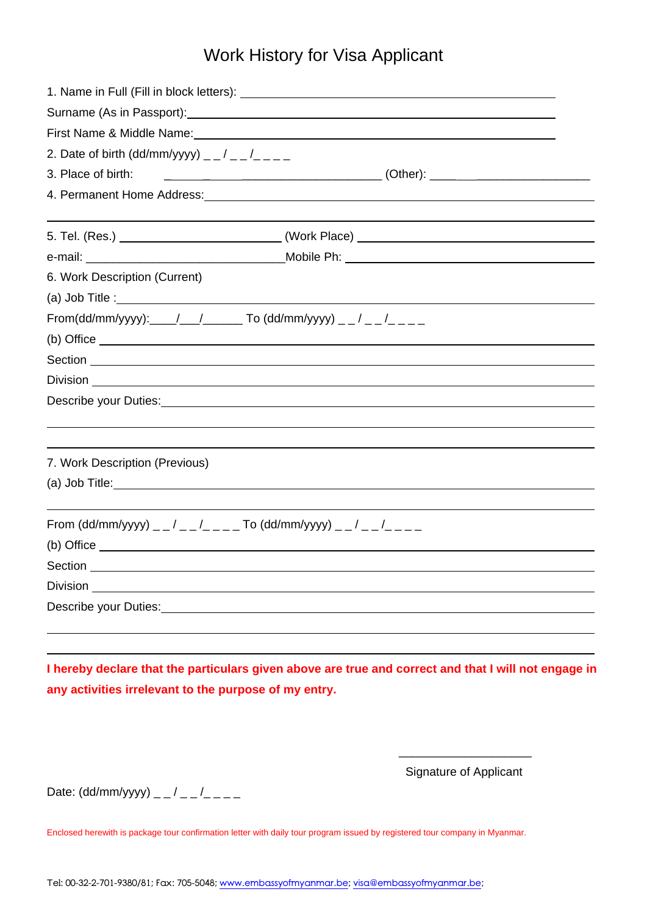# Work History for Visa Applicant

1. Name in Full (Fill in block letters): ____________________________________________

Surname (As in Passport): ____________________________________________

First Name & Middle Name: ____________________________________________

2. Date of birth (dd/mm/yyyy) _ _ / _ _ /_ _ _ _

3. Place of birth: ______________________________ (Other): ______________________

4. Permanent Home Address: ____________________________________________

____________________________________________

5. Tel. (Res.) ______________________ (Work Place) ______________________

e-mail: ______________________ Mobile Ph: ______________________

6. Work Description (Current)

(a) Job Title : ____________________________________________

From(dd/mm/yyyy):____/___/______ To (dd/mm/yyyy) _ _ / _ _ /_ _ _ _

(b) Office ____________________________________________

Section ____________________________________________

Division ____________________________________________

Describe your Duties: ____________________________________________

____________________________________________

____________________________________________

7. Work Description (Previous)

(a) Job Title: ____________________________________________

____________________________________________

From (dd/mm/yyyy) _ _ / _ _ /_ _ _ _ To (dd/mm/yyyy) _ _ / _ _ /_ _ _ _

(b) Office ____________________________________________

Section ____________________________________________

Division ____________________________________________

Describe your Duties: ____________________________________________

____________________________________________

____________________________________________

**I hereby declare that the particulars given above are true and correct and that I will not engage in any activities irrelevant to the purpose of my entry.**

____________________

Signature of Applicant

Date: (dd/mm/yyyy) _ _ / _ _ /_ _ _ _

Enclosed herewith is package tour confirmation letter with daily tour program issued by registered tour company in Myanmar.

Tel: 00-32-2-701-9380/81; Fax: 705-5048; www.embassyofmyanmar.be; visa@embassyofmyanmar.be;